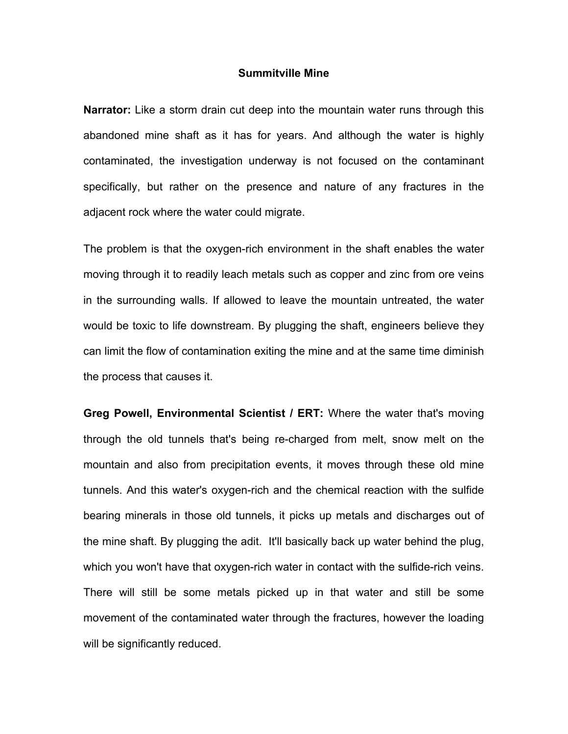# Summitville Mine

**Narrator:** Like a storm drain cut deep into the mountain water runs through this abandoned mine shaft as it has for years. And although the water is highly contaminated, the investigation underway is not focused on the contaminant specifically, but rather on the presence and nature of any fractures in the adjacent rock where the water could migrate.

The problem is that the oxygen-rich environment in the shaft enables the water moving through it to readily leach metals such as copper and zinc from ore veins in the surrounding walls. If allowed to leave the mountain untreated, the water would be toxic to life downstream. By plugging the shaft, engineers believe they can limit the flow of contamination exiting the mine and at the same time diminish the process that causes it.

**Greg Powell, Environmental Scientist / ERT:** Where the water that's moving through the old tunnels that's being re-charged from melt, snow melt on the mountain and also from precipitation events, it moves through these old mine tunnels. And this water's oxygen-rich and the chemical reaction with the sulfide bearing minerals in those old tunnels, it picks up metals and discharges out of the mine shaft. By plugging the adit. It'll basically back up water behind the plug, which you won't have that oxygen-rich water in contact with the sulfide-rich veins. There will still be some metals picked up in that water and still be some movement of the contaminated water through the fractures, however the loading will be significantly reduced.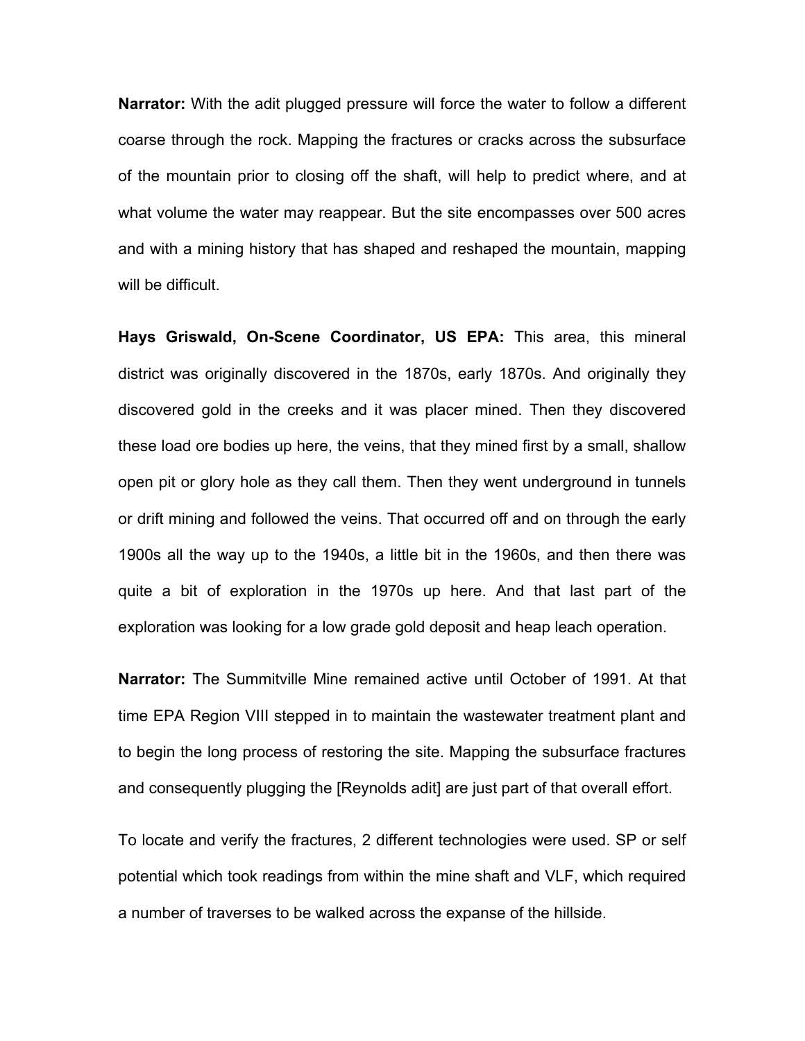**Narrator:** With the adit plugged pressure will force the water to follow a different coarse through the rock. Mapping the fractures or cracks across the subsurface of the mountain prior to closing off the shaft, will help to predict where, and at what volume the water may reappear. But the site encompasses over 500 acres and with a mining history that has shaped and reshaped the mountain, mapping will be difficult.

**Hays Griswald, On-Scene Coordinator, US EPA:** This area, this mineral district was originally discovered in the 1870s, early 1870s. And originally they discovered gold in the creeks and it was placer mined. Then they discovered these load ore bodies up here, the veins, that they mined first by a small, shallow open pit or glory hole as they call them. Then they went underground in tunnels or drift mining and followed the veins. That occurred off and on through the early 1900s all the way up to the 1940s, a little bit in the 1960s, and then there was quite a bit of exploration in the 1970s up here. And that last part of the exploration was looking for a low grade gold deposit and heap leach operation.

**Narrator:** The Summitville Mine remained active until October of 1991. At that time EPA Region VIII stepped in to maintain the wastewater treatment plant and to begin the long process of restoring the site. Mapping the subsurface fractures and consequently plugging the [Reynolds adit] are just part of that overall effort.

To locate and verify the fractures, 2 different technologies were used. SP or self potential which took readings from within the mine shaft and VLF, which required a number of traverses to be walked across the expanse of the hillside.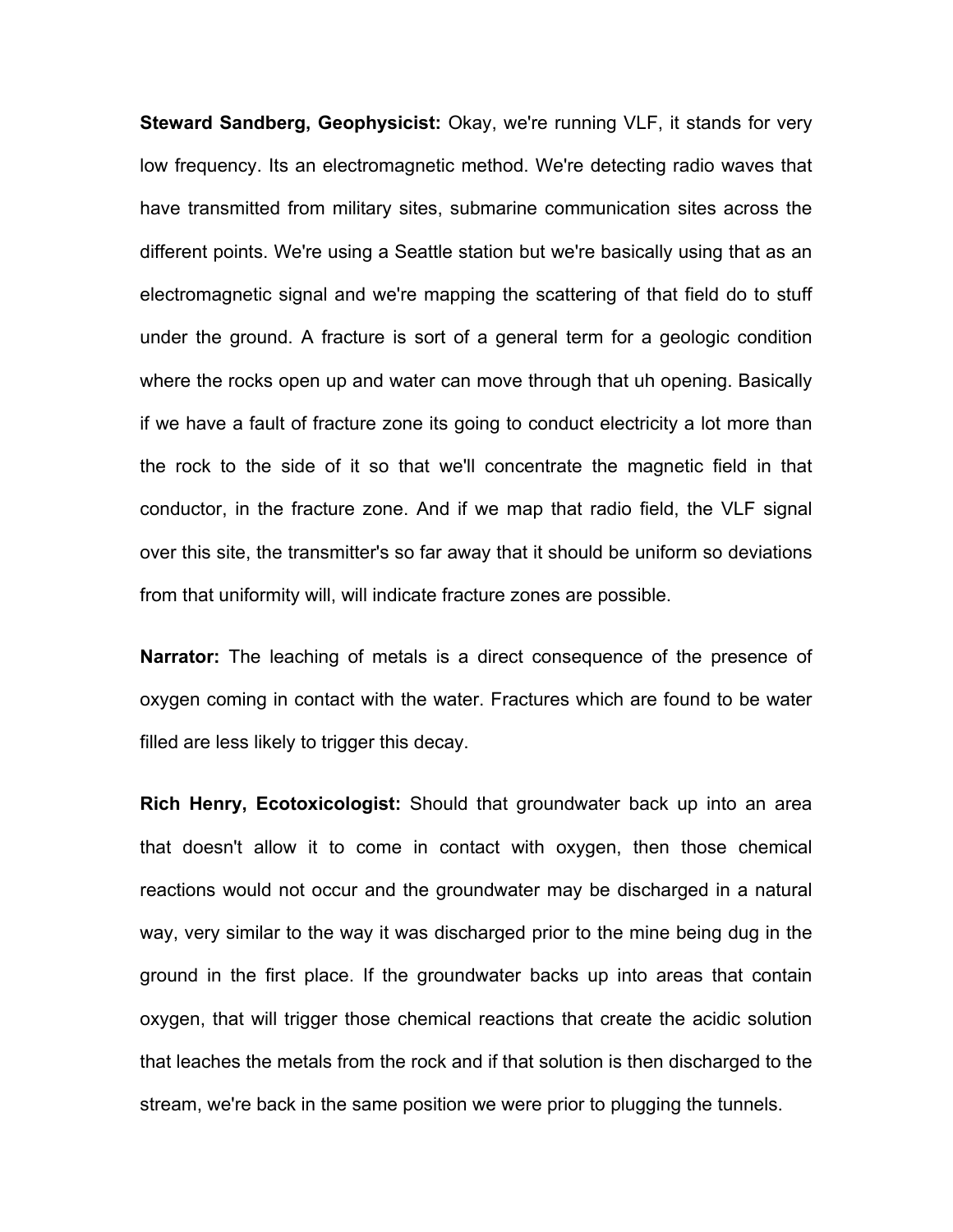**Steward Sandberg, Geophysicist:** Okay, we're running VLF, it stands for very low frequency. Its an electromagnetic method. We're detecting radio waves that have transmitted from military sites, submarine communication sites across the different points. We're using a Seattle station but we're basically using that as an electromagnetic signal and we're mapping the scattering of that field do to stuff under the ground. A fracture is sort of a general term for a geologic condition where the rocks open up and water can move through that uh opening. Basically if we have a fault of fracture zone its going to conduct electricity a lot more than the rock to the side of it so that we'll concentrate the magnetic field in that conductor, in the fracture zone. And if we map that radio field, the VLF signal over this site, the transmitter's so far away that it should be uniform so deviations from that uniformity will, will indicate fracture zones are possible.

**Narrator:** The leaching of metals is a direct consequence of the presence of oxygen coming in contact with the water. Fractures which are found to be water filled are less likely to trigger this decay.

**Rich Henry, Ecotoxicologist:** Should that groundwater back up into an area that doesn't allow it to come in contact with oxygen, then those chemical reactions would not occur and the groundwater may be discharged in a natural way, very similar to the way it was discharged prior to the mine being dug in the ground in the first place. If the groundwater backs up into areas that contain oxygen, that will trigger those chemical reactions that create the acidic solution that leaches the metals from the rock and if that solution is then discharged to the stream, we're back in the same position we were prior to plugging the tunnels.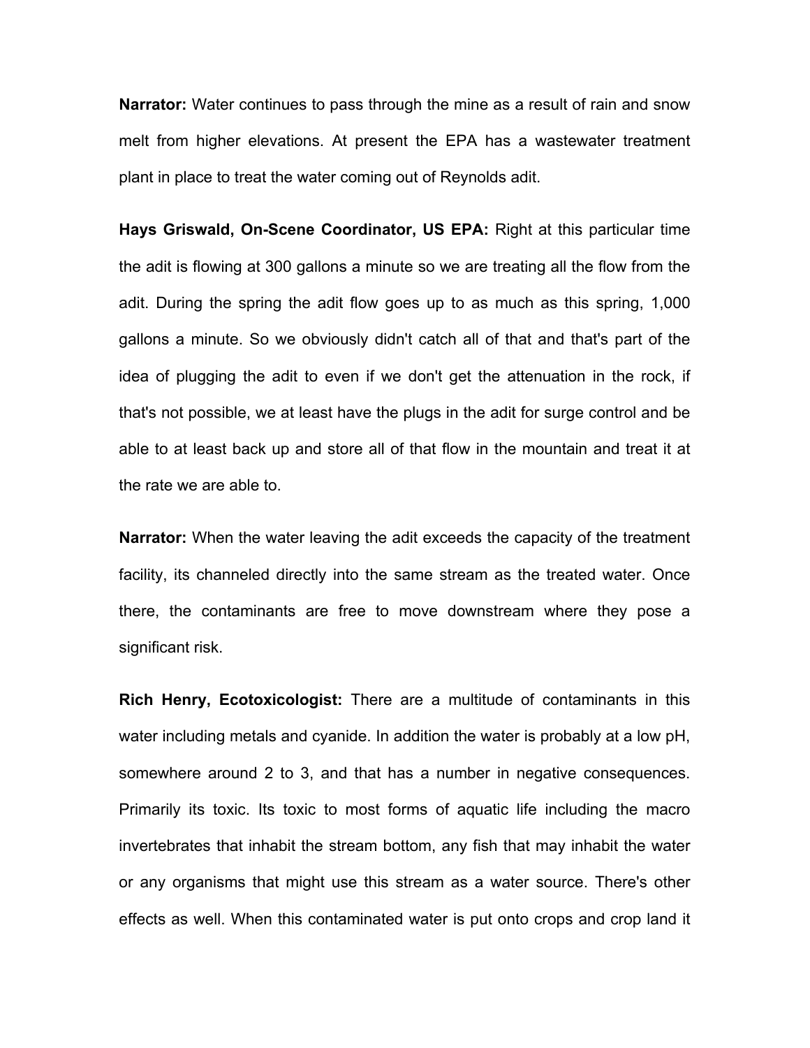**Narrator:** Water continues to pass through the mine as a result of rain and snow melt from higher elevations. At present the EPA has a wastewater treatment plant in place to treat the water coming out of Reynolds adit.

**Hays Griswald, On-Scene Coordinator, US EPA:** Right at this particular time the adit is flowing at 300 gallons a minute so we are treating all the flow from the adit. During the spring the adit flow goes up to as much as this spring, 1,000 gallons a minute. So we obviously didn't catch all of that and that's part of the idea of plugging the adit to even if we don't get the attenuation in the rock, if that's not possible, we at least have the plugs in the adit for surge control and be able to at least back up and store all of that flow in the mountain and treat it at the rate we are able to.

**Narrator:** When the water leaving the adit exceeds the capacity of the treatment facility, its channeled directly into the same stream as the treated water. Once there, the contaminants are free to move downstream where they pose a significant risk.

**Rich Henry, Ecotoxicologist:** There are a multitude of contaminants in this water including metals and cyanide. In addition the water is probably at a low pH, somewhere around 2 to 3, and that has a number in negative consequences. Primarily its toxic. Its toxic to most forms of aquatic life including the macro invertebrates that inhabit the stream bottom, any fish that may inhabit the water or any organisms that might use this stream as a water source. There's other effects as well. When this contaminated water is put onto crops and crop land it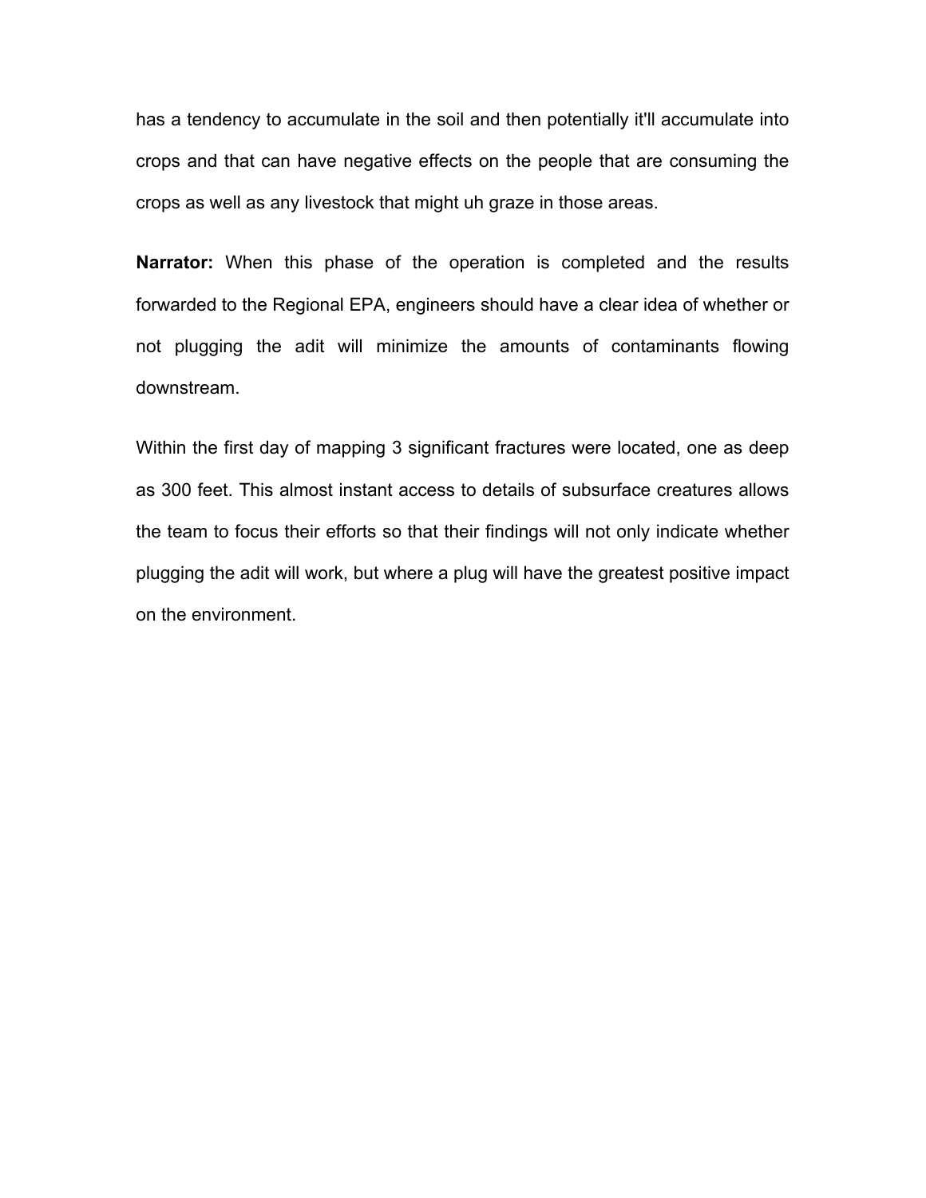has a tendency to accumulate in the soil and then potentially it'll accumulate into crops and that can have negative effects on the people that are consuming the crops as well as any livestock that might uh graze in those areas.

**Narrator:** When this phase of the operation is completed and the results forwarded to the Regional EPA, engineers should have a clear idea of whether or not plugging the adit will minimize the amounts of contaminants flowing downstream.

Within the first day of mapping 3 significant fractures were located, one as deep as 300 feet. This almost instant access to details of subsurface creatures allows the team to focus their efforts so that their findings will not only indicate whether plugging the adit will work, but where a plug will have the greatest positive impact on the environment.